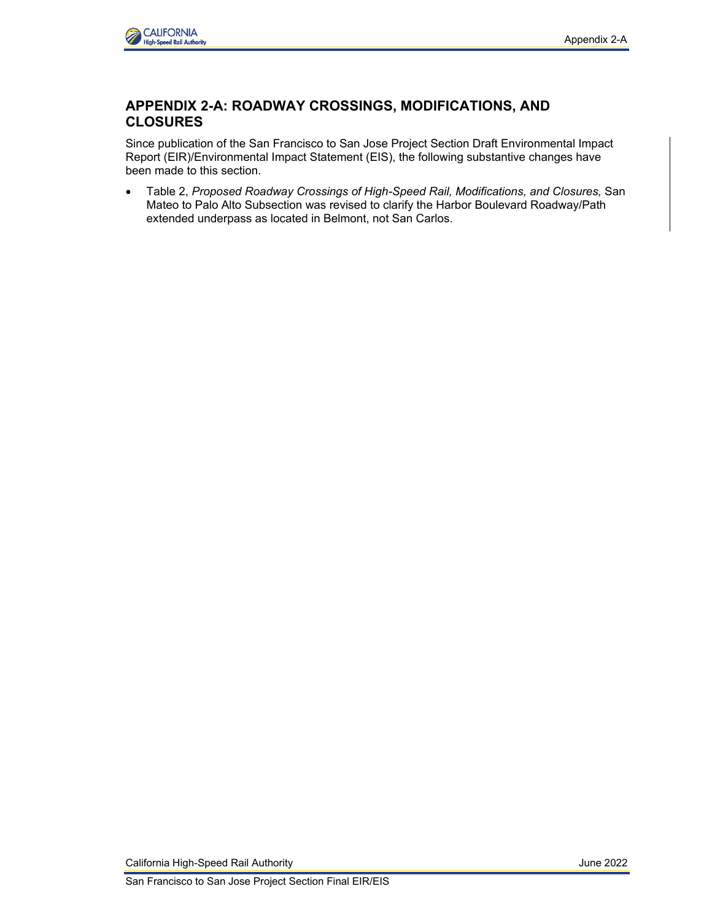# APPENDIX 2-A: ROADWAY CROSSINGS, MODIFICATIONS, AND CLOSURES

Since publication of the San Francisco to San Jose Project Section Draft Environmental Impact Report (EIR)/Environmental Impact Statement (EIS), the following substantive changes have been made to this section.

- Table 2, *Proposed Roadway Crossings of High-Speed Rail, Modifications, and Closures,* San Mateo to Palo Alto Subsection was revised to clarify the Harbor Boulevard Roadway/Path extended underpass as located in Belmont, not San Carlos.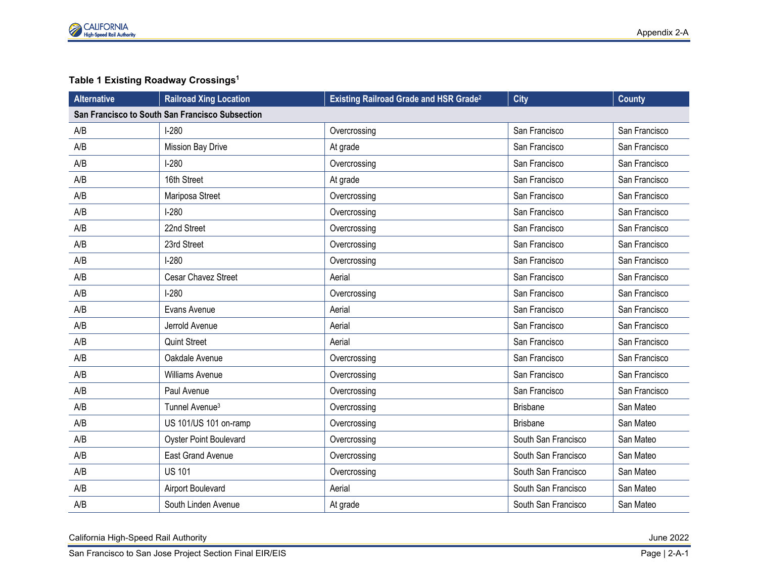**Table 1 Existing Roadway Crossings[1]**

| Alternative | Railroad Xing Location | Existing Railroad Grade and HSR Grade[2] | City | County |
|---|---|---|---|---|
| **San Francisco to South San Francisco Subsection** | | | | |
| A/B | I-280 | Overcrossing | San Francisco | San Francisco |
| A/B | Mission Bay Drive | At grade | San Francisco | San Francisco |
| A/B | I-280 | Overcrossing | San Francisco | San Francisco |
| A/B | 16th Street | At grade | San Francisco | San Francisco |
| A/B | Mariposa Street | Overcrossing | San Francisco | San Francisco |
| A/B | I-280 | Overcrossing | San Francisco | San Francisco |
| A/B | 22nd Street | Overcrossing | San Francisco | San Francisco |
| A/B | 23rd Street | Overcrossing | San Francisco | San Francisco |
| A/B | I-280 | Overcrossing | San Francisco | San Francisco |
| A/B | Cesar Chavez Street | Aerial | San Francisco | San Francisco |
| A/B | I-280 | Overcrossing | San Francisco | San Francisco |
| A/B | Evans Avenue | Aerial | San Francisco | San Francisco |
| A/B | Jerrold Avenue | Aerial | San Francisco | San Francisco |
| A/B | Quint Street | Aerial | San Francisco | San Francisco |
| A/B | Oakdale Avenue | Overcrossing | San Francisco | San Francisco |
| A/B | Williams Avenue | Overcrossing | San Francisco | San Francisco |
| A/B | Paul Avenue | Overcrossing | San Francisco | San Francisco |
| A/B | Tunnel Avenue[3] | Overcrossing | Brisbane | San Mateo |
| A/B | US 101/US 101 on-ramp | Overcrossing | Brisbane | San Mateo |
| A/B | Oyster Point Boulevard | Overcrossing | South San Francisco | San Mateo |
| A/B | East Grand Avenue | Overcrossing | South San Francisco | San Mateo |
| A/B | US 101 | Overcrossing | South San Francisco | San Mateo |
| A/B | Airport Boulevard | Aerial | South San Francisco | San Mateo |
| A/B | South Linden Avenue | At grade | South San Francisco | San Mateo |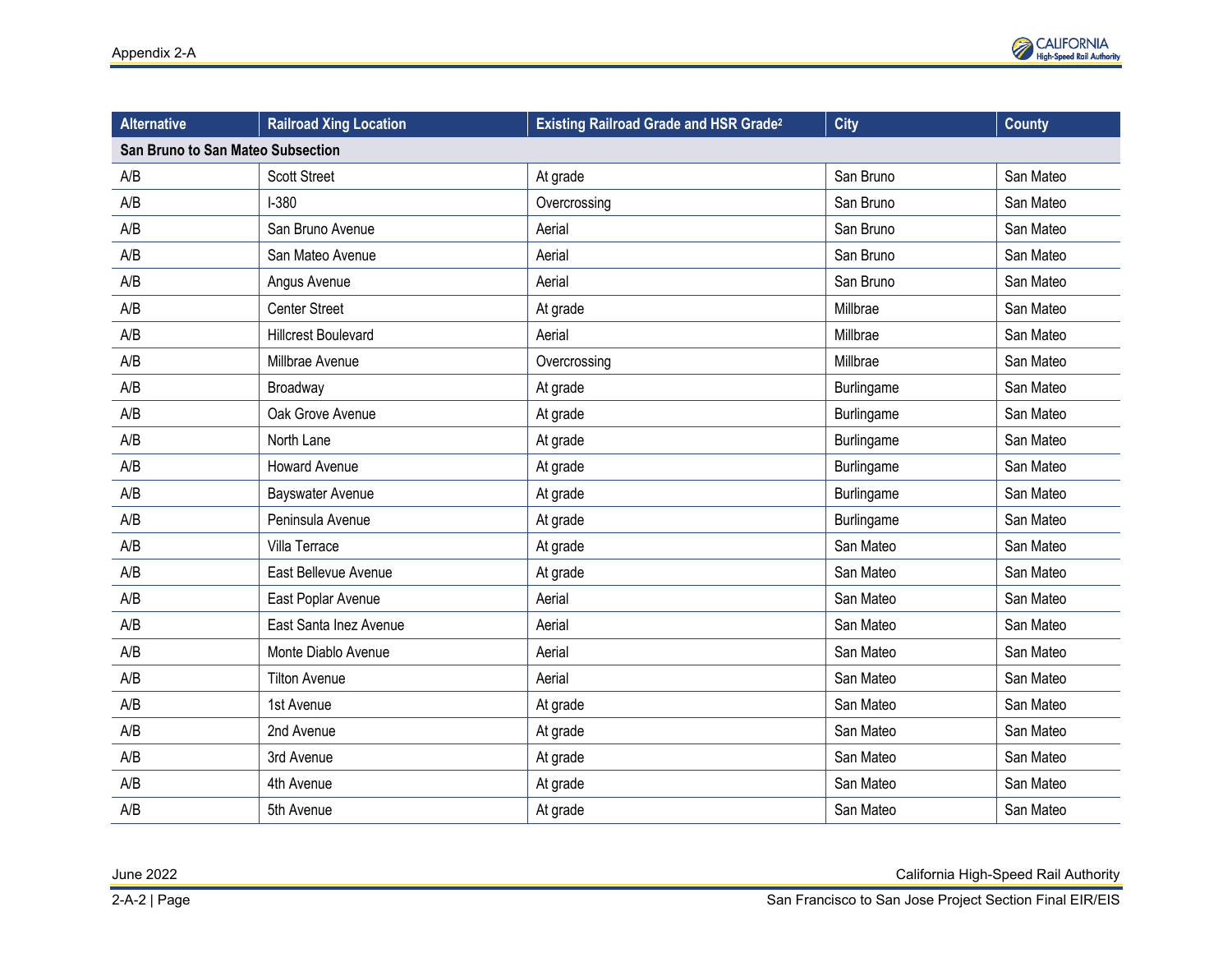| Alternative | Railroad Xing Location | Existing Railroad Grade and HSR Grade[2] | City | County |
|---|---|---|---|---|
| **San Bruno to San Mateo Subsection** | | | | |
| A/B | Scott Street | At grade | San Bruno | San Mateo |
| A/B | I-380 | Overcrossing | San Bruno | San Mateo |
| A/B | San Bruno Avenue | Aerial | San Bruno | San Mateo |
| A/B | San Mateo Avenue | Aerial | San Bruno | San Mateo |
| A/B | Angus Avenue | Aerial | San Bruno | San Mateo |
| A/B | Center Street | At grade | Millbrae | San Mateo |
| A/B | Hillcrest Boulevard | Aerial | Millbrae | San Mateo |
| A/B | Millbrae Avenue | Overcrossing | Millbrae | San Mateo |
| A/B | Broadway | At grade | Burlingame | San Mateo |
| A/B | Oak Grove Avenue | At grade | Burlingame | San Mateo |
| A/B | North Lane | At grade | Burlingame | San Mateo |
| A/B | Howard Avenue | At grade | Burlingame | San Mateo |
| A/B | Bayswater Avenue | At grade | Burlingame | San Mateo |
| A/B | Peninsula Avenue | At grade | Burlingame | San Mateo |
| A/B | Villa Terrace | At grade | San Mateo | San Mateo |
| A/B | East Bellevue Avenue | At grade | San Mateo | San Mateo |
| A/B | East Poplar Avenue | Aerial | San Mateo | San Mateo |
| A/B | East Santa Inez Avenue | Aerial | San Mateo | San Mateo |
| A/B | Monte Diablo Avenue | Aerial | San Mateo | San Mateo |
| A/B | Tilton Avenue | Aerial | San Mateo | San Mateo |
| A/B | 1st Avenue | At grade | San Mateo | San Mateo |
| A/B | 2nd Avenue | At grade | San Mateo | San Mateo |
| A/B | 3rd Avenue | At grade | San Mateo | San Mateo |
| A/B | 4th Avenue | At grade | San Mateo | San Mateo |
| A/B | 5th Avenue | At grade | San Mateo | San Mateo |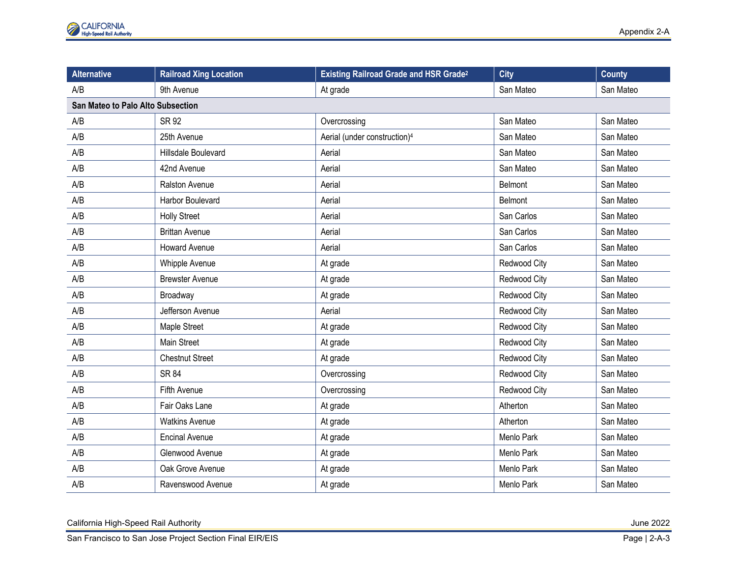| Alternative | Railroad Xing Location | Existing Railroad Grade and HSR Grade[2] | City | County |
|---|---|---|---|---|
| A/B | 9th Avenue | At grade | San Mateo | San Mateo |
| **San Mateo to Palo Alto Subsection** | | | | |
| A/B | SR 92 | Overcrossing | San Mateo | San Mateo |
| A/B | 25th Avenue | Aerial (under construction)[4] | San Mateo | San Mateo |
| A/B | Hillsdale Boulevard | Aerial | San Mateo | San Mateo |
| A/B | 42nd Avenue | Aerial | San Mateo | San Mateo |
| A/B | Ralston Avenue | Aerial | Belmont | San Mateo |
| A/B | Harbor Boulevard | Aerial | Belmont | San Mateo |
| A/B | Holly Street | Aerial | San Carlos | San Mateo |
| A/B | Brittan Avenue | Aerial | San Carlos | San Mateo |
| A/B | Howard Avenue | Aerial | San Carlos | San Mateo |
| A/B | Whipple Avenue | At grade | Redwood City | San Mateo |
| A/B | Brewster Avenue | At grade | Redwood City | San Mateo |
| A/B | Broadway | At grade | Redwood City | San Mateo |
| A/B | Jefferson Avenue | Aerial | Redwood City | San Mateo |
| A/B | Maple Street | At grade | Redwood City | San Mateo |
| A/B | Main Street | At grade | Redwood City | San Mateo |
| A/B | Chestnut Street | At grade | Redwood City | San Mateo |
| A/B | SR 84 | Overcrossing | Redwood City | San Mateo |
| A/B | Fifth Avenue | Overcrossing | Redwood City | San Mateo |
| A/B | Fair Oaks Lane | At grade | Atherton | San Mateo |
| A/B | Watkins Avenue | At grade | Atherton | San Mateo |
| A/B | Encinal Avenue | At grade | Menlo Park | San Mateo |
| A/B | Glenwood Avenue | At grade | Menlo Park | San Mateo |
| A/B | Oak Grove Avenue | At grade | Menlo Park | San Mateo |
| A/B | Ravenswood Avenue | At grade | Menlo Park | San Mateo |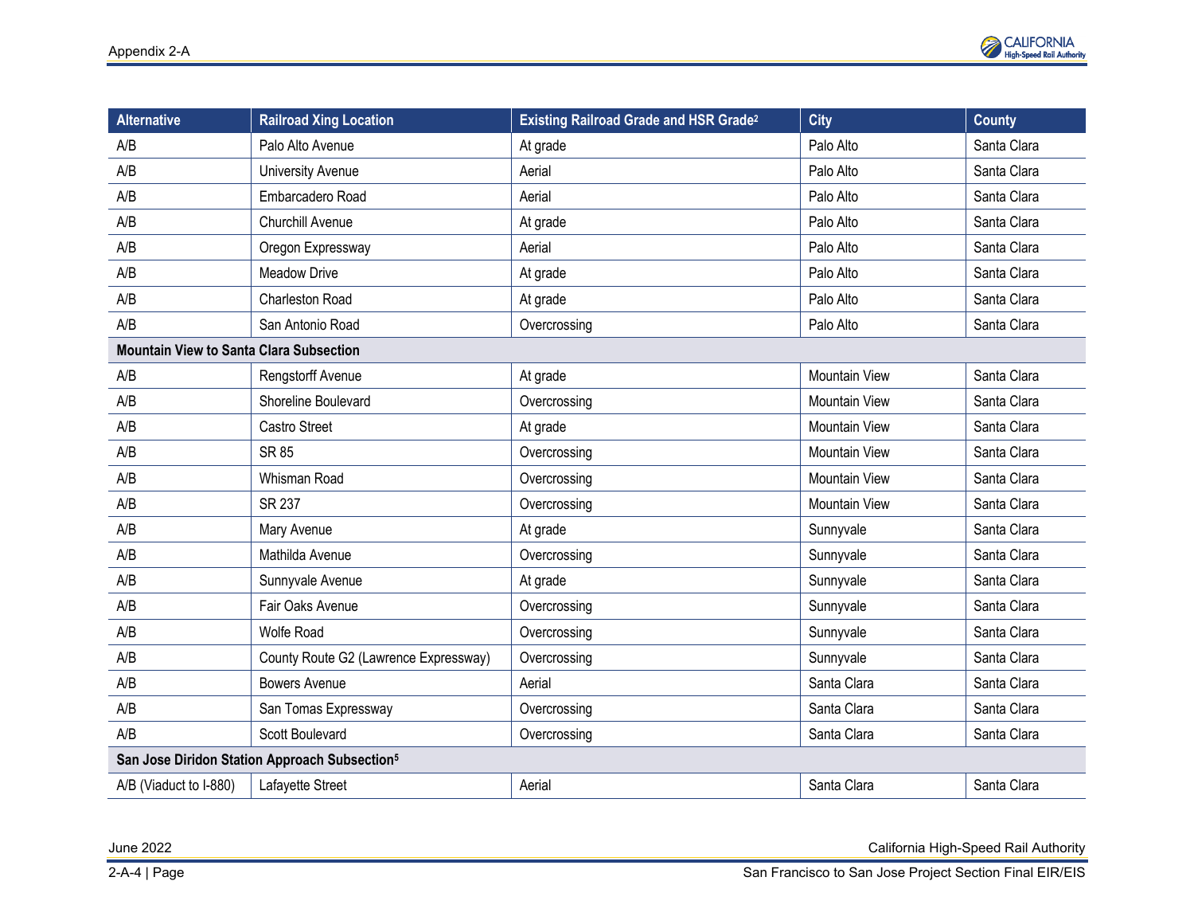| Alternative | Railroad Xing Location | Existing Railroad Grade and HSR Grade[2] | City | County |
|---|---|---|---|---|
| A/B | Palo Alto Avenue | At grade | Palo Alto | Santa Clara |
| A/B | University Avenue | Aerial | Palo Alto | Santa Clara |
| A/B | Embarcadero Road | Aerial | Palo Alto | Santa Clara |
| A/B | Churchill Avenue | At grade | Palo Alto | Santa Clara |
| A/B | Oregon Expressway | Aerial | Palo Alto | Santa Clara |
| A/B | Meadow Drive | At grade | Palo Alto | Santa Clara |
| A/B | Charleston Road | At grade | Palo Alto | Santa Clara |
| A/B | San Antonio Road | Overcrossing | Palo Alto | Santa Clara |
| **Mountain View to Santa Clara Subsection** | | | | |
| A/B | Rengstorff Avenue | At grade | Mountain View | Santa Clara |
| A/B | Shoreline Boulevard | Overcrossing | Mountain View | Santa Clara |
| A/B | Castro Street | At grade | Mountain View | Santa Clara |
| A/B | SR 85 | Overcrossing | Mountain View | Santa Clara |
| A/B | Whisman Road | Overcrossing | Mountain View | Santa Clara |
| A/B | SR 237 | Overcrossing | Mountain View | Santa Clara |
| A/B | Mary Avenue | At grade | Sunnyvale | Santa Clara |
| A/B | Mathilda Avenue | Overcrossing | Sunnyvale | Santa Clara |
| A/B | Sunnyvale Avenue | At grade | Sunnyvale | Santa Clara |
| A/B | Fair Oaks Avenue | Overcrossing | Sunnyvale | Santa Clara |
| A/B | Wolfe Road | Overcrossing | Sunnyvale | Santa Clara |
| A/B | County Route G2 (Lawrence Expressway) | Overcrossing | Sunnyvale | Santa Clara |
| A/B | Bowers Avenue | Aerial | Santa Clara | Santa Clara |
| A/B | San Tomas Expressway | Overcrossing | Santa Clara | Santa Clara |
| A/B | Scott Boulevard | Overcrossing | Santa Clara | Santa Clara |
| **San Jose Diridon Station Approach Subsection[5]** | | | | |
| A/B (Viaduct to I-880) | Lafayette Street | Aerial | Santa Clara | Santa Clara |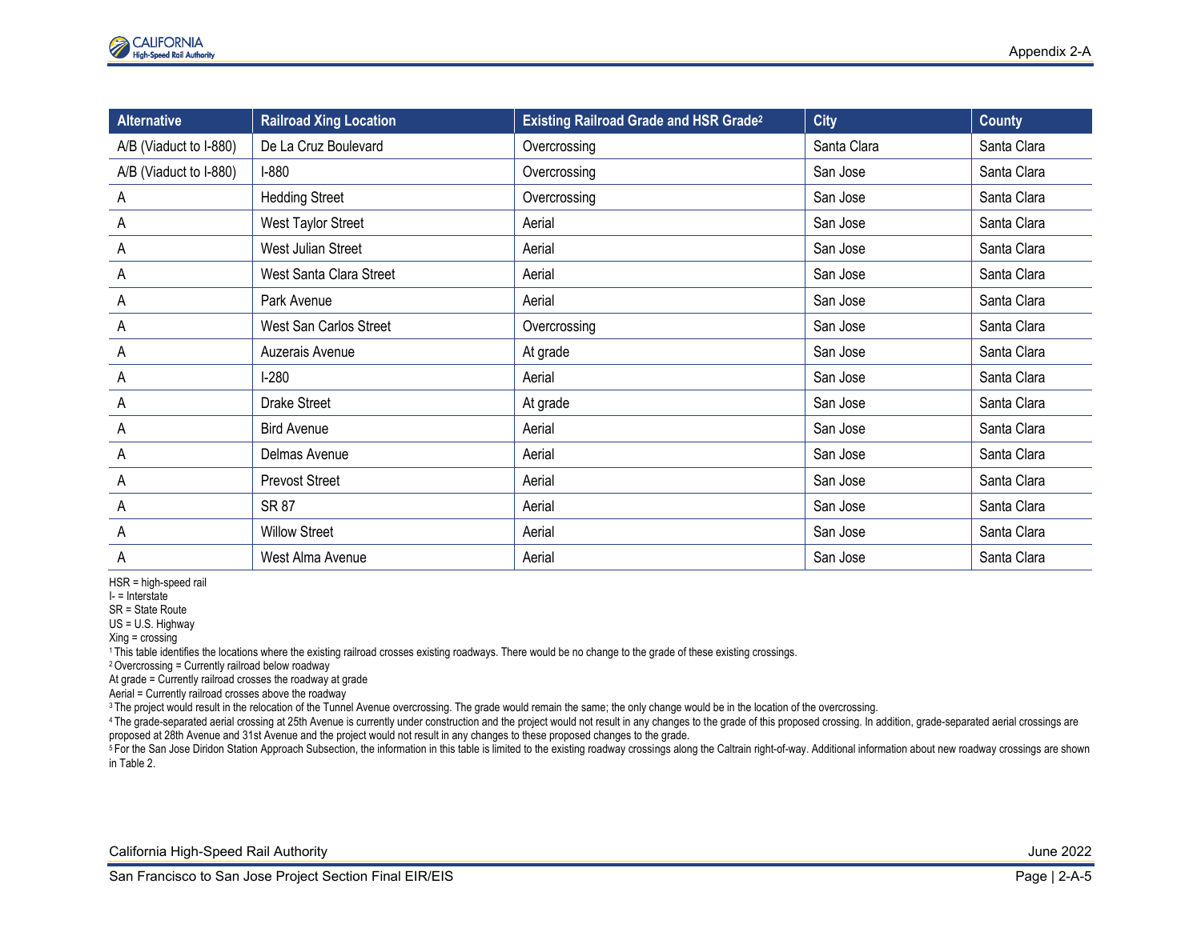| Alternative | Railroad Xing Location | Existing Railroad Grade and HSR Grade[2] | City | County |
|---|---|---|---|---|
| A/B (Viaduct to I-880) | De La Cruz Boulevard | Overcrossing | Santa Clara | Santa Clara |
| A/B (Viaduct to I-880) | I-880 | Overcrossing | San Jose | Santa Clara |
| A | Hedding Street | Overcrossing | San Jose | Santa Clara |
| A | West Taylor Street | Aerial | San Jose | Santa Clara |
| A | West Julian Street | Aerial | San Jose | Santa Clara |
| A | West Santa Clara Street | Aerial | San Jose | Santa Clara |
| A | Park Avenue | Aerial | San Jose | Santa Clara |
| A | West San Carlos Street | Overcrossing | San Jose | Santa Clara |
| A | Auzerais Avenue | At grade | San Jose | Santa Clara |
| A | I-280 | Aerial | San Jose | Santa Clara |
| A | Drake Street | At grade | San Jose | Santa Clara |
| A | Bird Avenue | Aerial | San Jose | Santa Clara |
| A | Delmas Avenue | Aerial | San Jose | Santa Clara |
| A | Prevost Street | Aerial | San Jose | Santa Clara |
| A | SR 87 | Aerial | San Jose | Santa Clara |
| A | Willow Street | Aerial | San Jose | Santa Clara |
| A | West Alma Avenue | Aerial | San Jose | Santa Clara |

HSR = high-speed rail
I- = Interstate
SR = State Route
US = U.S. Highway
Xing = crossing
[1] This table identifies the locations where the existing railroad crosses existing roadways. There would be no change to the grade of these existing crossings.
[2] Overcrossing = Currently railroad below roadway
At grade = Currently railroad crosses the roadway at grade
Aerial = Currently railroad crosses above the roadway
[3] The project would result in the relocation of the Tunnel Avenue overcrossing. The grade would remain the same; the only change would be in the location of the overcrossing.
[4] The grade-separated aerial crossing at 25th Avenue is currently under construction and the project would not result in any changes to the grade of this proposed crossing. In addition, grade-separated aerial crossings are proposed at 28th Avenue and 31st Avenue and the project would not result in any changes to these proposed changes to the grade.
[5] For the San Jose Diridon Station Approach Subsection, the information in this table is limited to the existing roadway crossings along the Caltrain right-of-way. Additional information about new roadway crossings are shown in Table 2.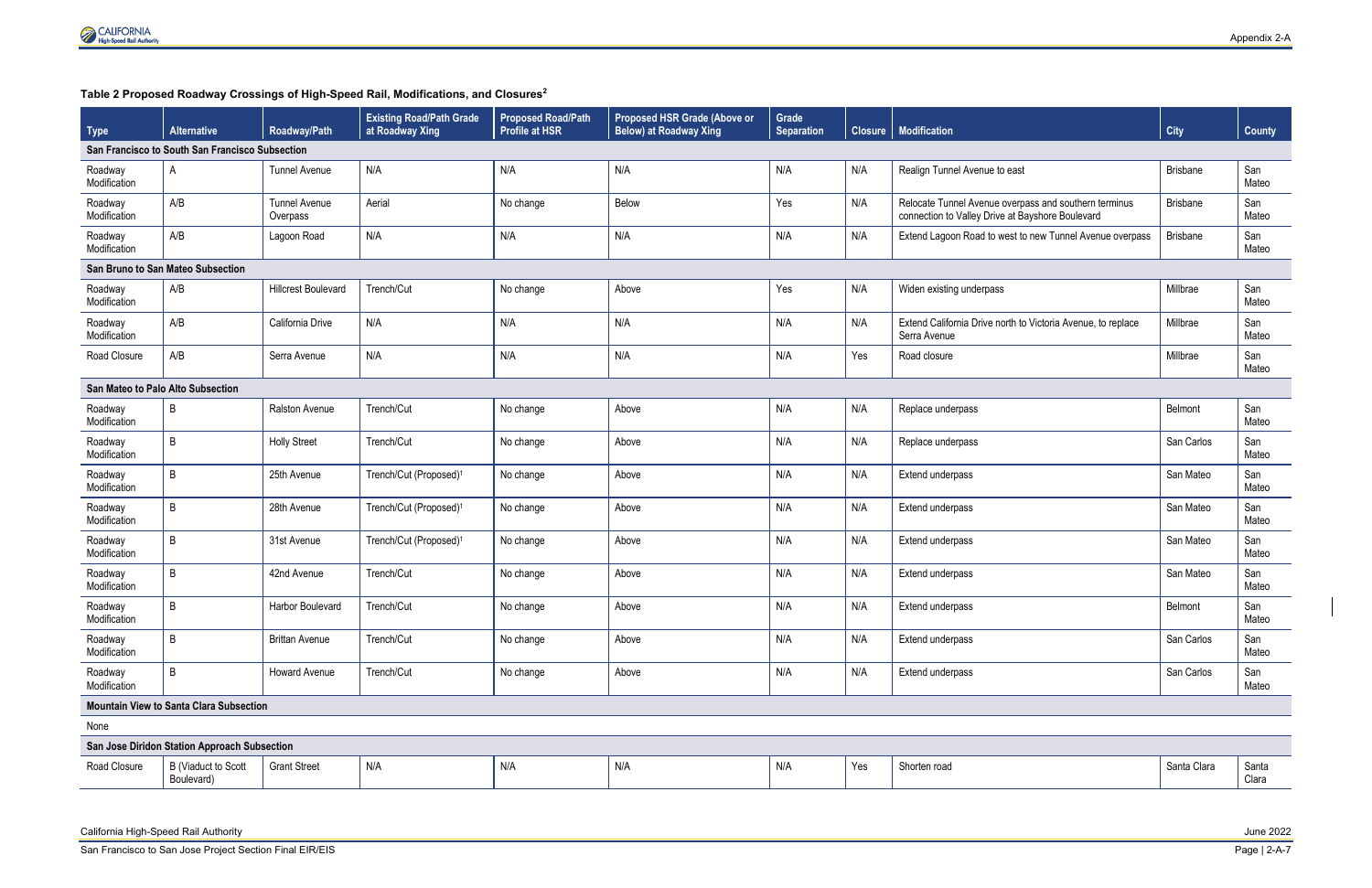**Table 2 Proposed Roadway Crossings of High-Speed Rail, Modifications, and Closures[2]**

| Type | Alternative | Roadway/Path | Existing Road/Path Grade at Roadway Xing | Proposed Road/Path Profile at HSR | Proposed HSR Grade (Above or Below) at Roadway Xing | Grade Separation | Closure | Modification | City | County |
|---|---|---|---|---|---|---|---|---|---|---|
| **San Francisco to South San Francisco Subsection** | | | | | | | | | | |
| Roadway Modification | A | Tunnel Avenue | N/A | N/A | N/A | N/A | N/A | Realign Tunnel Avenue to east | Brisbane | San Mateo |
| Roadway Modification | A/B | Tunnel Avenue Overpass | Aerial | No change | Below | Yes | N/A | Relocate Tunnel Avenue overpass and southern terminus connection to Valley Drive at Bayshore Boulevard | Brisbane | San Mateo |
| Roadway Modification | A/B | Lagoon Road | N/A | N/A | N/A | N/A | N/A | Extend Lagoon Road to west to new Tunnel Avenue overpass | Brisbane | San Mateo |
| **San Bruno to San Mateo Subsection** | | | | | | | | | | |
| Roadway Modification | A/B | Hillcrest Boulevard | Trench/Cut | No change | Above | Yes | N/A | Widen existing underpass | Millbrae | San Mateo |
| Roadway Modification | A/B | California Drive | N/A | N/A | N/A | N/A | N/A | Extend California Drive north to Victoria Avenue, to replace Serra Avenue | Millbrae | San Mateo |
| Road Closure | A/B | Serra Avenue | N/A | N/A | N/A | N/A | Yes | Road closure | Millbrae | San Mateo |
| **San Mateo to Palo Alto Subsection** | | | | | | | | | | |
| Roadway Modification | B | Ralston Avenue | Trench/Cut | No change | Above | N/A | N/A | Replace underpass | Belmont | San Mateo |
| Roadway Modification | B | Holly Street | Trench/Cut | No change | Above | N/A | N/A | Replace underpass | San Carlos | San Mateo |
| Roadway Modification | B | 25th Avenue | Trench/Cut (Proposed)[1] | No change | Above | N/A | N/A | Extend underpass | San Mateo | San Mateo |
| Roadway Modification | B | 28th Avenue | Trench/Cut (Proposed)[1] | No change | Above | N/A | N/A | Extend underpass | San Mateo | San Mateo |
| Roadway Modification | B | 31st Avenue | Trench/Cut (Proposed)[1] | No change | Above | N/A | N/A | Extend underpass | San Mateo | San Mateo |
| Roadway Modification | B | 42nd Avenue | Trench/Cut | No change | Above | N/A | N/A | Extend underpass | San Mateo | San Mateo |
| Roadway Modification | B | Harbor Boulevard | Trench/Cut | No change | Above | N/A | N/A | Extend underpass | Belmont | San Mateo |
| Roadway Modification | B | Brittan Avenue | Trench/Cut | No change | Above | N/A | N/A | Extend underpass | San Carlos | San Mateo |
| Roadway Modification | B | Howard Avenue | Trench/Cut | No change | Above | N/A | N/A | Extend underpass | San Carlos | San Mateo |
| **Mountain View to Santa Clara Subsection** | | | | | | | | | | |
| None | | | | | | | | | | |
| **San Jose Diridon Station Approach Subsection** | | | | | | | | | | |
| Road Closure | B (Viaduct to Scott Boulevard) | Grant Street | N/A | N/A | N/A | N/A | Yes | Shorten road | Santa Clara | Santa Clara |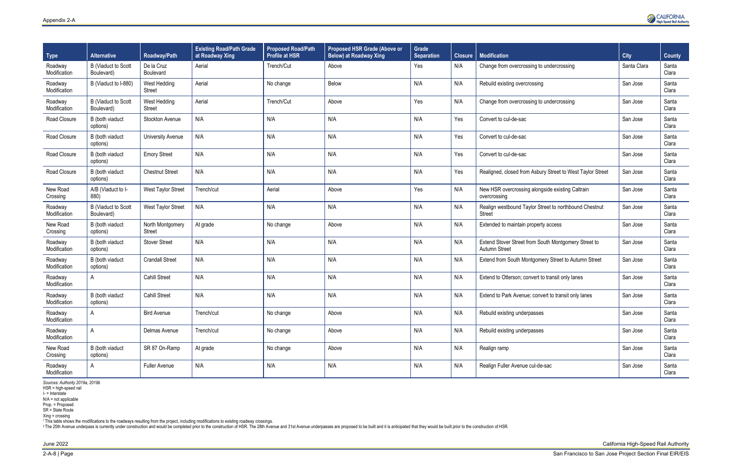| Type | Alternative | Roadway/Path | Existing Road/Path Grade at Roadway Xing | Proposed Road/Path Profile at HSR | Proposed HSR Grade (Above or Below) at Roadway Xing | Grade Separation | Closure | Modification | City | County |
|---|---|---|---|---|---|---|---|---|---|---|
| Roadway Modification | B (Viaduct to Scott Boulevard) | De la Cruz Boulevard | Aerial | Trench/Cut | Above | Yes | N/A | Change from overcrossing to undercrossing | Santa Clara | Santa Clara |
| Roadway Modification | B (Viaduct to I-880) | West Hedding Street | Aerial | No change | Below | N/A | N/A | Rebuild existing overcrossing | San Jose | Santa Clara |
| Roadway Modification | B (Viaduct to Scott Boulevard) | West Hedding Street | Aerial | Trench/Cut | Above | Yes | N/A | Change from overcrossing to undercrossing | San Jose | Santa Clara |
| Road Closure | B (both viaduct options) | Stockton Avenue | N/A | N/A | N/A | N/A | Yes | Convert to cul-de-sac | San Jose | Santa Clara |
| Road Closure | B (both viaduct options) | University Avenue | N/A | N/A | N/A | N/A | Yes | Convert to cul-de-sac | San Jose | Santa Clara |
| Road Closure | B (both viaduct options) | Emory Street | N/A | N/A | N/A | N/A | Yes | Convert to cul-de-sac | San Jose | Santa Clara |
| Road Closure | B (both viaduct options) | Chestnut Street | N/A | N/A | N/A | N/A | Yes | Realigned, closed from Asbury Street to West Taylor Street | San Jose | Santa Clara |
| New Road Crossing | A/B (Viaduct to I-880) | West Taylor Street | Trench/cut | Aerial | Above | Yes | N/A | New HSR overcrossing alongside existing Caltrain overcrossing | San Jose | Santa Clara |
| Roadway Modification | B (Viaduct to Scott Boulevard) | West Taylor Street | N/A | N/A | N/A | N/A | N/A | Realign westbound Taylor Street to northbound Chestnut Street | San Jose | Santa Clara |
| New Road Crossing | B (both viaduct options) | North Montgomery Street | At grade | No change | Above | N/A | N/A | Extended to maintain property access | San Jose | Santa Clara |
| Roadway Modification | B (both viaduct options) | Stover Street | N/A | N/A | N/A | N/A | N/A | Extend Stover Street from South Montgomery Street to Autumn Street | San Jose | Santa Clara |
| Roadway Modification | B (both viaduct options) | Crandall Street | N/A | N/A | N/A | N/A | N/A | Extend from South Montgomery Street to Autumn Street | San Jose | Santa Clara |
| Roadway Modification | A | Cahill Street | N/A | N/A | N/A | N/A | N/A | Extend to Otterson; convert to transit only lanes | San Jose | Santa Clara |
| Roadway Modification | B (both viaduct options) | Cahill Street | N/A | N/A | N/A | N/A | N/A | Extend to Park Avenue; convert to transit only lanes | San Jose | Santa Clara |
| Roadway Modification | A | Bird Avenue | Trench/cut | No change | Above | N/A | N/A | Rebuild existing underpasses | San Jose | Santa Clara |
| Roadway Modification | A | Delmas Avenue | Trench/cut | No change | Above | N/A | N/A | Rebuild existing underpasses | San Jose | Santa Clara |
| New Road Crossing | B (both viaduct options) | SR 87 On-Ramp | At grade | No change | Above | N/A | N/A | Realign ramp | San Jose | Santa Clara |
| Roadway Modification | A | Fuller Avenue | N/A | N/A | N/A | N/A | N/A | Realign Fuller Avenue cul-de-sac | San Jose | Santa Clara |

*Sources: Authority 2019a, 2019b*
HSR = high-speed rail
I- = Interstate
N/A = not applicable
Prop. = Proposed
SR = State Route
Xing = crossing
[1] This table shows the modifications to the roadways resulting from the project, including modifications to existing roadway crossings.
[2] The 25th Avenue underpass is currently under construction and would be completed prior to the construction of HSR. The 28th Avenue and 31st Avenue underpasses are proposed to be built and it is anticipated that they would be built prior to the construction of HSR.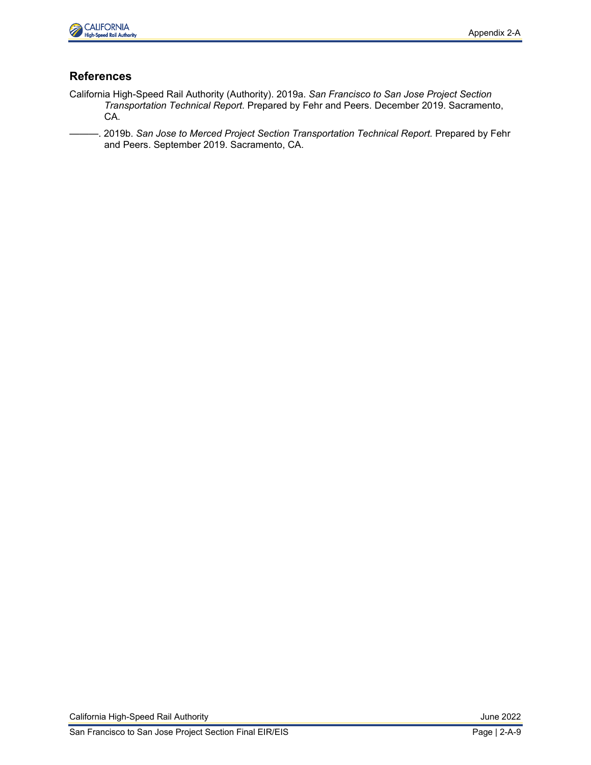## References

California High-Speed Rail Authority (Authority). 2019a. *San Francisco to San Jose Project Section Transportation Technical Report.* Prepared by Fehr and Peers. December 2019. Sacramento, CA.

———. 2019b. *San Jose to Merced Project Section Transportation Technical Report.* Prepared by Fehr and Peers. September 2019. Sacramento, CA.